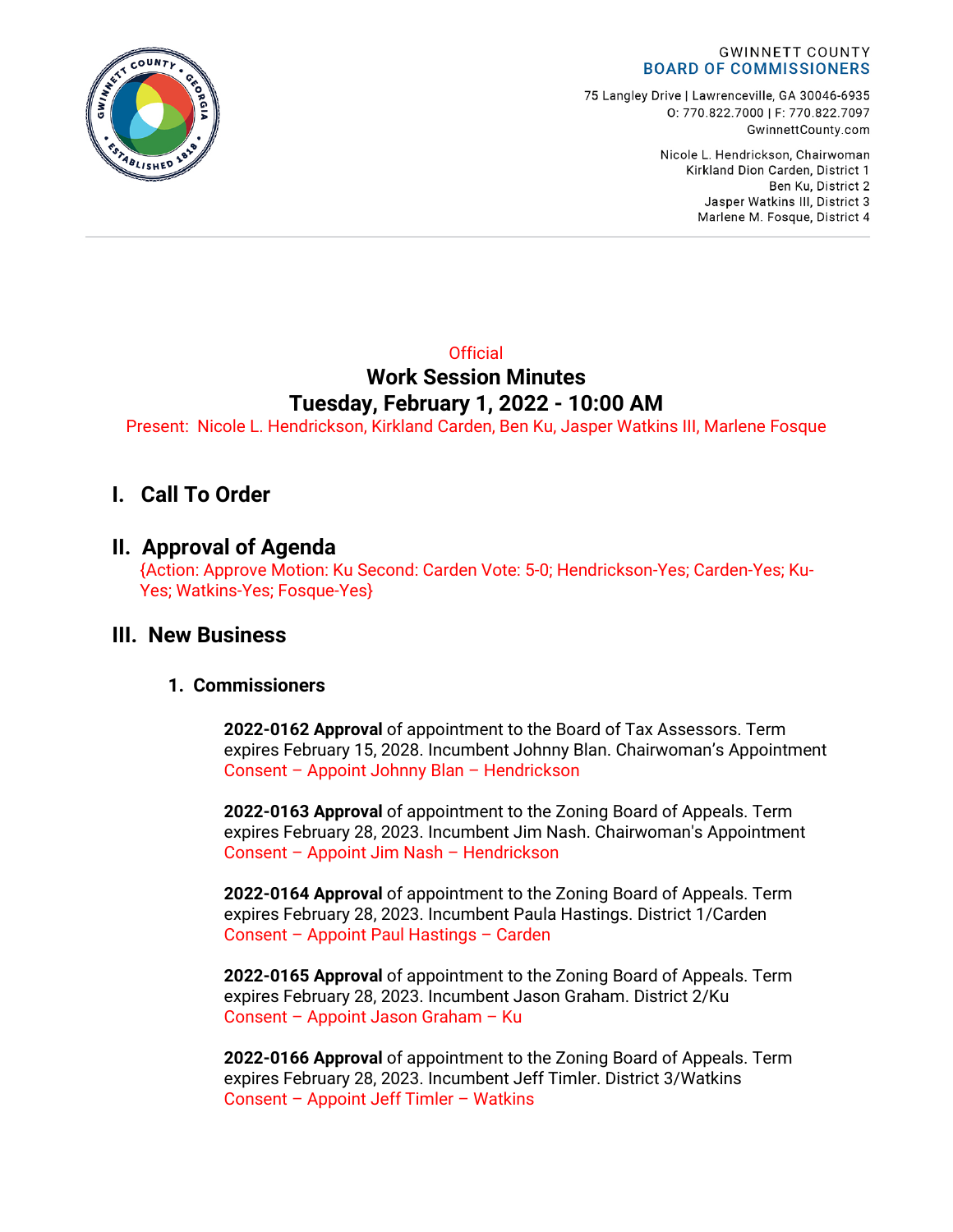GWINNETT COUNTY
BOARD OF COMMISSIONERS

75 Langley Drive | Lawrenceville, GA 30046-6935
O: 770.822.7000 | F: 770.822.7097
GwinnettCounty.com

Nicole L. Hendrickson, Chairwoman
Kirkland Dion Carden, District 1
Ben Ku, District 2
Jasper Watkins III, District 3
Marlene M. Fosque, District 4

Official

# Work Session Minutes
## Tuesday, February 1, 2022 - 10:00 AM

Present: Nicole L. Hendrickson, Kirkland Carden, Ben Ku, Jasper Watkins III, Marlene Fosque

## I. Call To Order

## II. Approval of Agenda

{Action: Approve Motion: Ku Second: Carden Vote: 5-0; Hendrickson-Yes; Carden-Yes; Ku-Yes; Watkins-Yes; Fosque-Yes}

## III. New Business

### 1. Commissioners

**2022-0162 Approval** of appointment to the Board of Tax Assessors. Term expires February 15, 2028. Incumbent Johnny Blan. Chairwoman's Appointment
Consent – Appoint Johnny Blan – Hendrickson

**2022-0163 Approval** of appointment to the Zoning Board of Appeals. Term expires February 28, 2023. Incumbent Jim Nash. Chairwoman's Appointment
Consent – Appoint Jim Nash – Hendrickson

**2022-0164 Approval** of appointment to the Zoning Board of Appeals. Term expires February 28, 2023. Incumbent Paula Hastings. District 1/Carden
Consent – Appoint Paul Hastings – Carden

**2022-0165 Approval** of appointment to the Zoning Board of Appeals. Term expires February 28, 2023. Incumbent Jason Graham. District 2/Ku
Consent – Appoint Jason Graham – Ku

**2022-0166 Approval** of appointment to the Zoning Board of Appeals. Term expires February 28, 2023. Incumbent Jeff Timler. District 3/Watkins
Consent – Appoint Jeff Timler – Watkins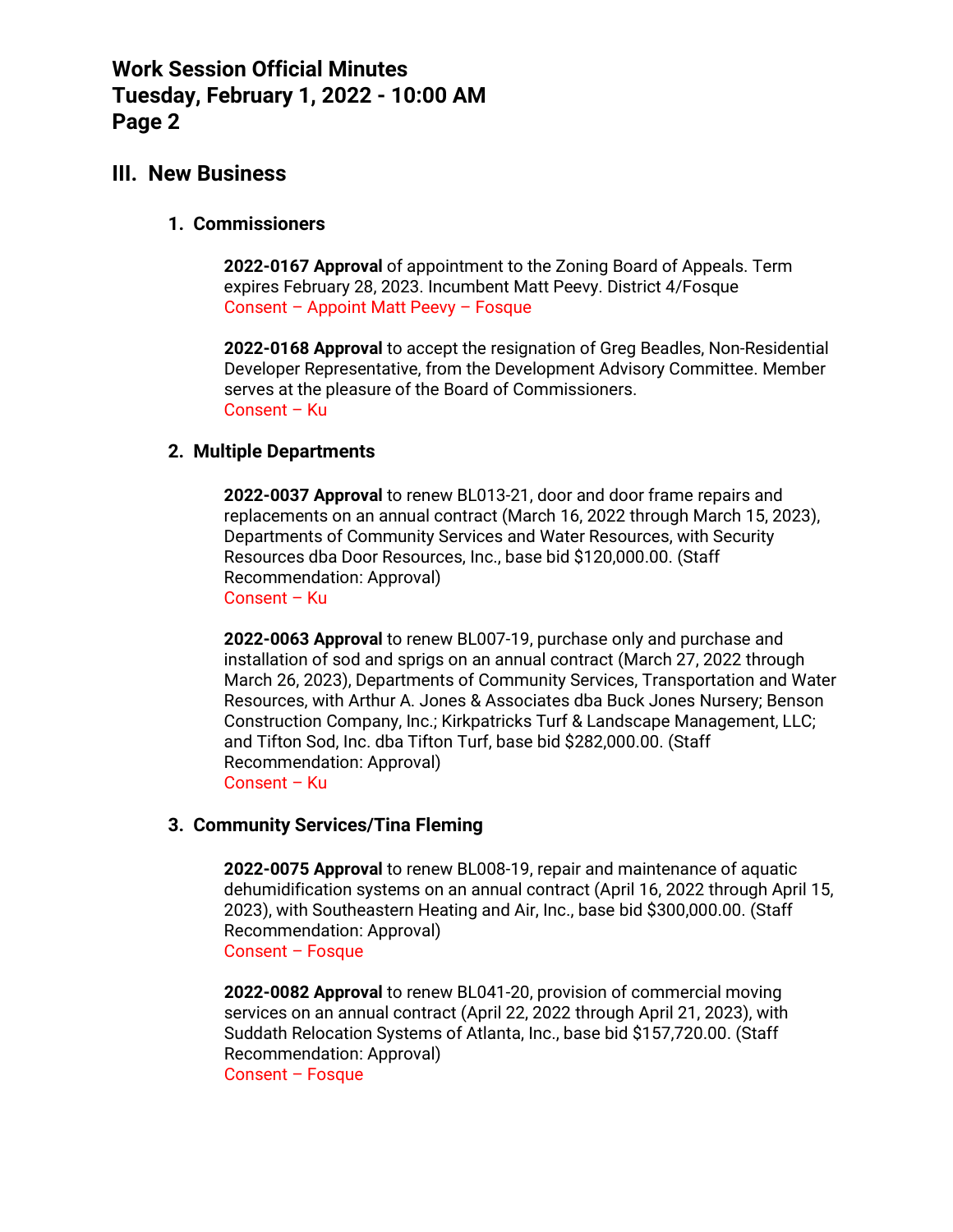## III. New Business

### 1. Commissioners

**2022-0167 Approval** of appointment to the Zoning Board of Appeals. Term expires February 28, 2023. Incumbent Matt Peevy. District 4/Fosque
Consent – Appoint Matt Peevy – Fosque

**2022-0168 Approval** to accept the resignation of Greg Beadles, Non-Residential Developer Representative, from the Development Advisory Committee. Member serves at the pleasure of the Board of Commissioners.
Consent – Ku

### 2. Multiple Departments

**2022-0037 Approval** to renew BL013-21, door and door frame repairs and replacements on an annual contract (March 16, 2022 through March 15, 2023), Departments of Community Services and Water Resources, with Security Resources dba Door Resources, Inc., base bid $120,000.00. (Staff Recommendation: Approval)
Consent – Ku

**2022-0063 Approval** to renew BL007-19, purchase only and purchase and installation of sod and sprigs on an annual contract (March 27, 2022 through March 26, 2023), Departments of Community Services, Transportation and Water Resources, with Arthur A. Jones & Associates dba Buck Jones Nursery; Benson Construction Company, Inc.; Kirkpatricks Turf & Landscape Management, LLC; and Tifton Sod, Inc. dba Tifton Turf, base bid $282,000.00. (Staff Recommendation: Approval)
Consent – Ku

### 3. Community Services/Tina Fleming

**2022-0075 Approval** to renew BL008-19, repair and maintenance of aquatic dehumidification systems on an annual contract (April 16, 2022 through April 15, 2023), with Southeastern Heating and Air, Inc., base bid $300,000.00. (Staff Recommendation: Approval)
Consent – Fosque

**2022-0082 Approval** to renew BL041-20, provision of commercial moving services on an annual contract (April 22, 2022 through April 21, 2023), with Suddath Relocation Systems of Atlanta, Inc., base bid $157,720.00. (Staff Recommendation: Approval)
Consent – Fosque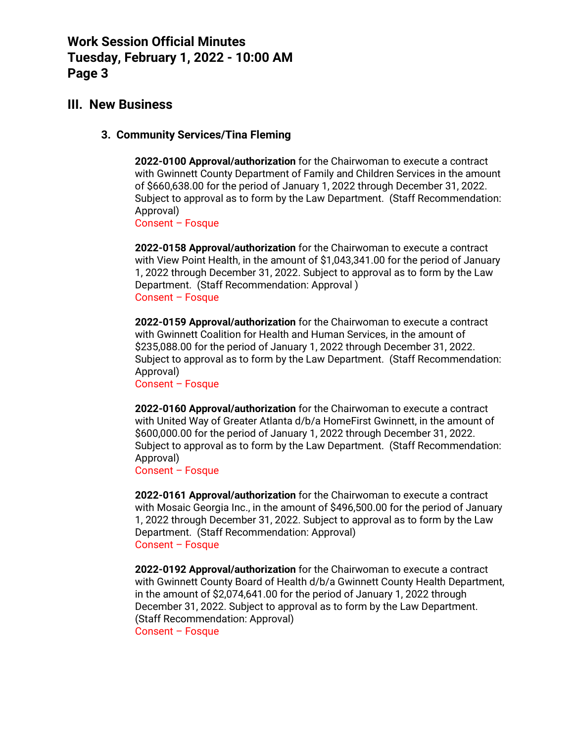## III. New Business

### 3. Community Services/Tina Fleming

**2022-0100 Approval/authorization** for the Chairwoman to execute a contract with Gwinnett County Department of Family and Children Services in the amount of $660,638.00 for the period of January 1, 2022 through December 31, 2022. Subject to approval as to form by the Law Department. (Staff Recommendation: Approval)
Consent – Fosque

**2022-0158 Approval/authorization** for the Chairwoman to execute a contract with View Point Health, in the amount of $1,043,341.00 for the period of January 1, 2022 through December 31, 2022. Subject to approval as to form by the Law Department. (Staff Recommendation: Approval )
Consent – Fosque

**2022-0159 Approval/authorization** for the Chairwoman to execute a contract with Gwinnett Coalition for Health and Human Services, in the amount of $235,088.00 for the period of January 1, 2022 through December 31, 2022. Subject to approval as to form by the Law Department. (Staff Recommendation: Approval)
Consent – Fosque

**2022-0160 Approval/authorization** for the Chairwoman to execute a contract with United Way of Greater Atlanta d/b/a HomeFirst Gwinnett, in the amount of $600,000.00 for the period of January 1, 2022 through December 31, 2022. Subject to approval as to form by the Law Department. (Staff Recommendation: Approval)
Consent – Fosque

**2022-0161 Approval/authorization** for the Chairwoman to execute a contract with Mosaic Georgia Inc., in the amount of $496,500.00 for the period of January 1, 2022 through December 31, 2022. Subject to approval as to form by the Law Department. (Staff Recommendation: Approval)
Consent – Fosque

**2022-0192 Approval/authorization** for the Chairwoman to execute a contract with Gwinnett County Board of Health d/b/a Gwinnett County Health Department, in the amount of $2,074,641.00 for the period of January 1, 2022 through December 31, 2022. Subject to approval as to form by the Law Department. (Staff Recommendation: Approval)
Consent – Fosque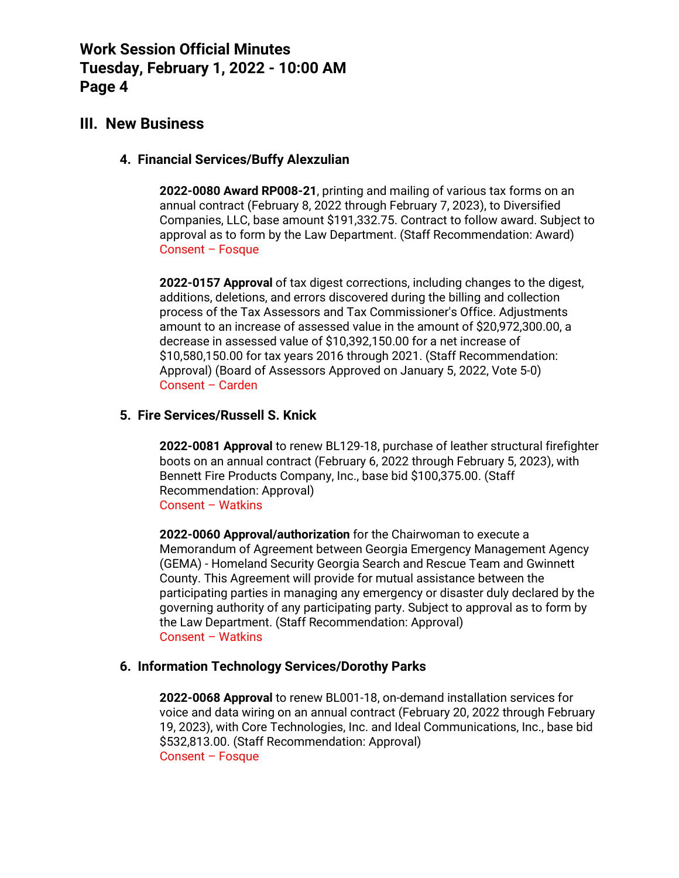## III. New Business

### 4. Financial Services/Buffy Alexzulian

**2022-0080 Award RP008-21**, printing and mailing of various tax forms on an annual contract (February 8, 2022 through February 7, 2023), to Diversified Companies, LLC, base amount $191,332.75. Contract to follow award. Subject to approval as to form by the Law Department. (Staff Recommendation: Award)
Consent – Fosque

**2022-0157 Approval** of tax digest corrections, including changes to the digest, additions, deletions, and errors discovered during the billing and collection process of the Tax Assessors and Tax Commissioner's Office. Adjustments amount to an increase of assessed value in the amount of $20,972,300.00, a decrease in assessed value of $10,392,150.00 for a net increase of $10,580,150.00 for tax years 2016 through 2021. (Staff Recommendation: Approval) (Board of Assessors Approved on January 5, 2022, Vote 5-0)
Consent – Carden

### 5. Fire Services/Russell S. Knick

**2022-0081 Approval** to renew BL129-18, purchase of leather structural firefighter boots on an annual contract (February 6, 2022 through February 5, 2023), with Bennett Fire Products Company, Inc., base bid $100,375.00. (Staff Recommendation: Approval)
Consent – Watkins

**2022-0060 Approval/authorization** for the Chairwoman to execute a Memorandum of Agreement between Georgia Emergency Management Agency (GEMA) - Homeland Security Georgia Search and Rescue Team and Gwinnett County. This Agreement will provide for mutual assistance between the participating parties in managing any emergency or disaster duly declared by the governing authority of any participating party. Subject to approval as to form by the Law Department. (Staff Recommendation: Approval)
Consent – Watkins

### 6. Information Technology Services/Dorothy Parks

**2022-0068 Approval** to renew BL001-18, on-demand installation services for voice and data wiring on an annual contract (February 20, 2022 through February 19, 2023), with Core Technologies, Inc. and Ideal Communications, Inc., base bid $532,813.00. (Staff Recommendation: Approval)
Consent – Fosque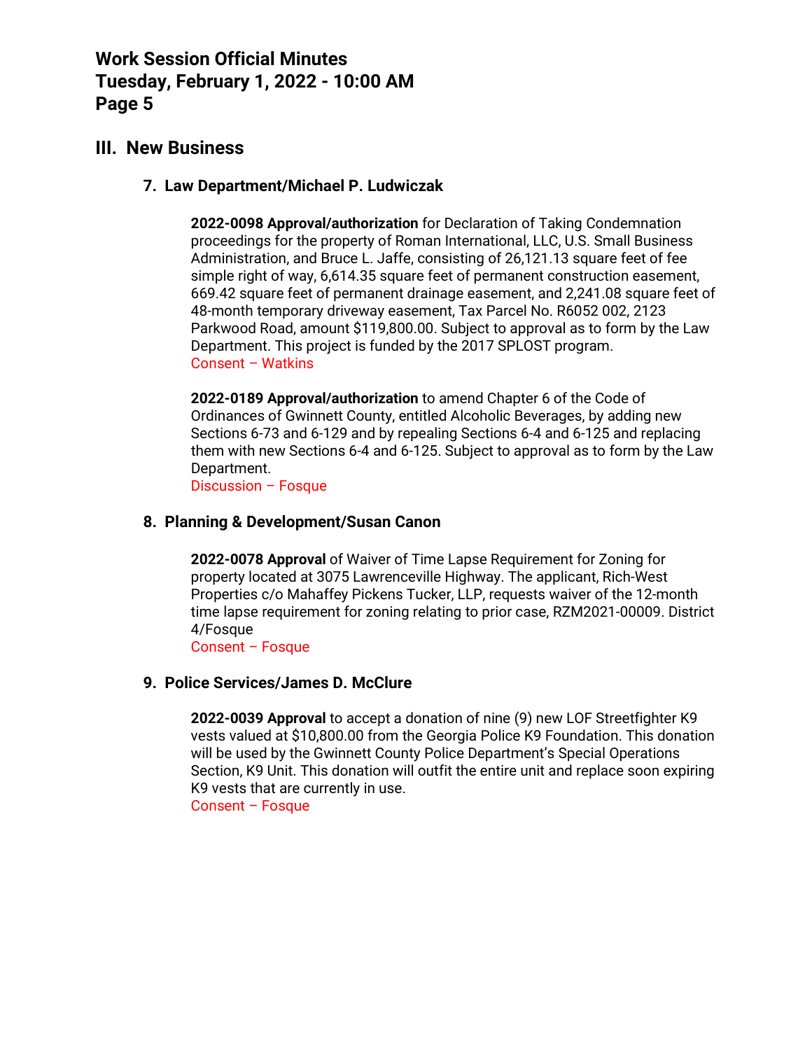## III. New Business

### 7. Law Department/Michael P. Ludwiczak

**2022-0098 Approval/authorization** for Declaration of Taking Condemnation proceedings for the property of Roman International, LLC, U.S. Small Business Administration, and Bruce L. Jaffe, consisting of 26,121.13 square feet of fee simple right of way, 6,614.35 square feet of permanent construction easement, 669.42 square feet of permanent drainage easement, and 2,241.08 square feet of 48-month temporary driveway easement, Tax Parcel No. R6052 002, 2123 Parkwood Road, amount $119,800.00. Subject to approval as to form by the Law Department. This project is funded by the 2017 SPLOST program.
Consent – Watkins

**2022-0189 Approval/authorization** to amend Chapter 6 of the Code of Ordinances of Gwinnett County, entitled Alcoholic Beverages, by adding new Sections 6-73 and 6-129 and by repealing Sections 6-4 and 6-125 and replacing them with new Sections 6-4 and 6-125. Subject to approval as to form by the Law Department.
Discussion – Fosque

### 8. Planning & Development/Susan Canon

**2022-0078 Approval** of Waiver of Time Lapse Requirement for Zoning for property located at 3075 Lawrenceville Highway. The applicant, Rich-West Properties c/o Mahaffey Pickens Tucker, LLP, requests waiver of the 12-month time lapse requirement for zoning relating to prior case, RZM2021-00009. District 4/Fosque
Consent – Fosque

### 9. Police Services/James D. McClure

**2022-0039 Approval** to accept a donation of nine (9) new LOF Streetfighter K9 vests valued at $10,800.00 from the Georgia Police K9 Foundation. This donation will be used by the Gwinnett County Police Department's Special Operations Section, K9 Unit. This donation will outfit the entire unit and replace soon expiring K9 vests that are currently in use.
Consent – Fosque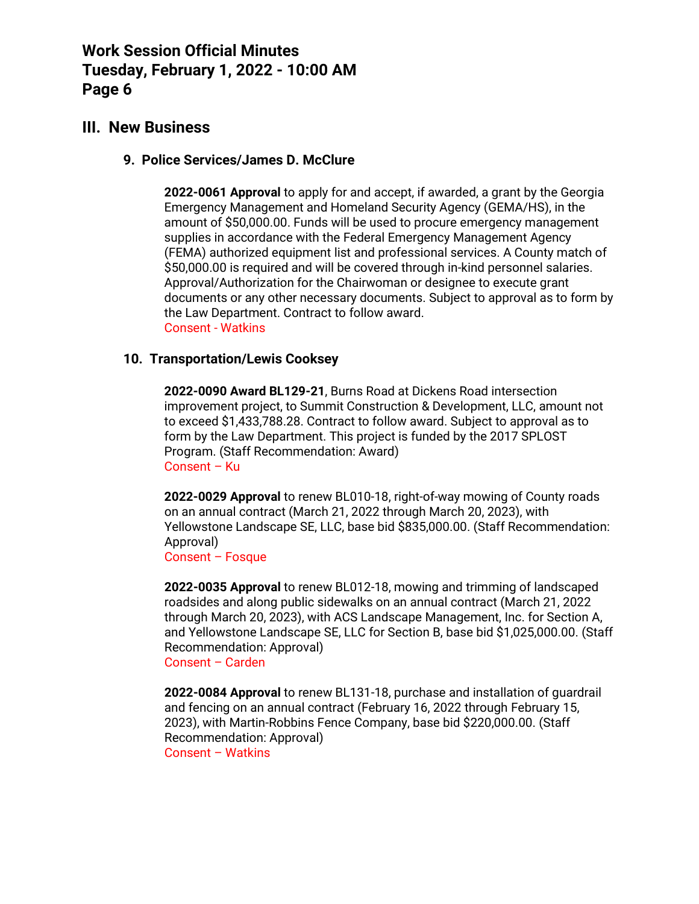## III. New Business

### 9. Police Services/James D. McClure

**2022-0061 Approval** to apply for and accept, if awarded, a grant by the Georgia Emergency Management and Homeland Security Agency (GEMA/HS), in the amount of $50,000.00. Funds will be used to procure emergency management supplies in accordance with the Federal Emergency Management Agency (FEMA) authorized equipment list and professional services. A County match of $50,000.00 is required and will be covered through in-kind personnel salaries. Approval/Authorization for the Chairwoman or designee to execute grant documents or any other necessary documents. Subject to approval as to form by the Law Department. Contract to follow award.
Consent - Watkins

### 10. Transportation/Lewis Cooksey

**2022-0090 Award BL129-21**, Burns Road at Dickens Road intersection improvement project, to Summit Construction & Development, LLC, amount not to exceed $1,433,788.28. Contract to follow award. Subject to approval as to form by the Law Department. This project is funded by the 2017 SPLOST Program. (Staff Recommendation: Award)
Consent – Ku

**2022-0029 Approval** to renew BL010-18, right-of-way mowing of County roads on an annual contract (March 21, 2022 through March 20, 2023), with Yellowstone Landscape SE, LLC, base bid $835,000.00. (Staff Recommendation: Approval)
Consent – Fosque

**2022-0035 Approval** to renew BL012-18, mowing and trimming of landscaped roadsides and along public sidewalks on an annual contract (March 21, 2022 through March 20, 2023), with ACS Landscape Management, Inc. for Section A, and Yellowstone Landscape SE, LLC for Section B, base bid $1,025,000.00. (Staff Recommendation: Approval)
Consent – Carden

**2022-0084 Approval** to renew BL131-18, purchase and installation of guardrail and fencing on an annual contract (February 16, 2022 through February 15, 2023), with Martin-Robbins Fence Company, base bid $220,000.00. (Staff Recommendation: Approval)
Consent – Watkins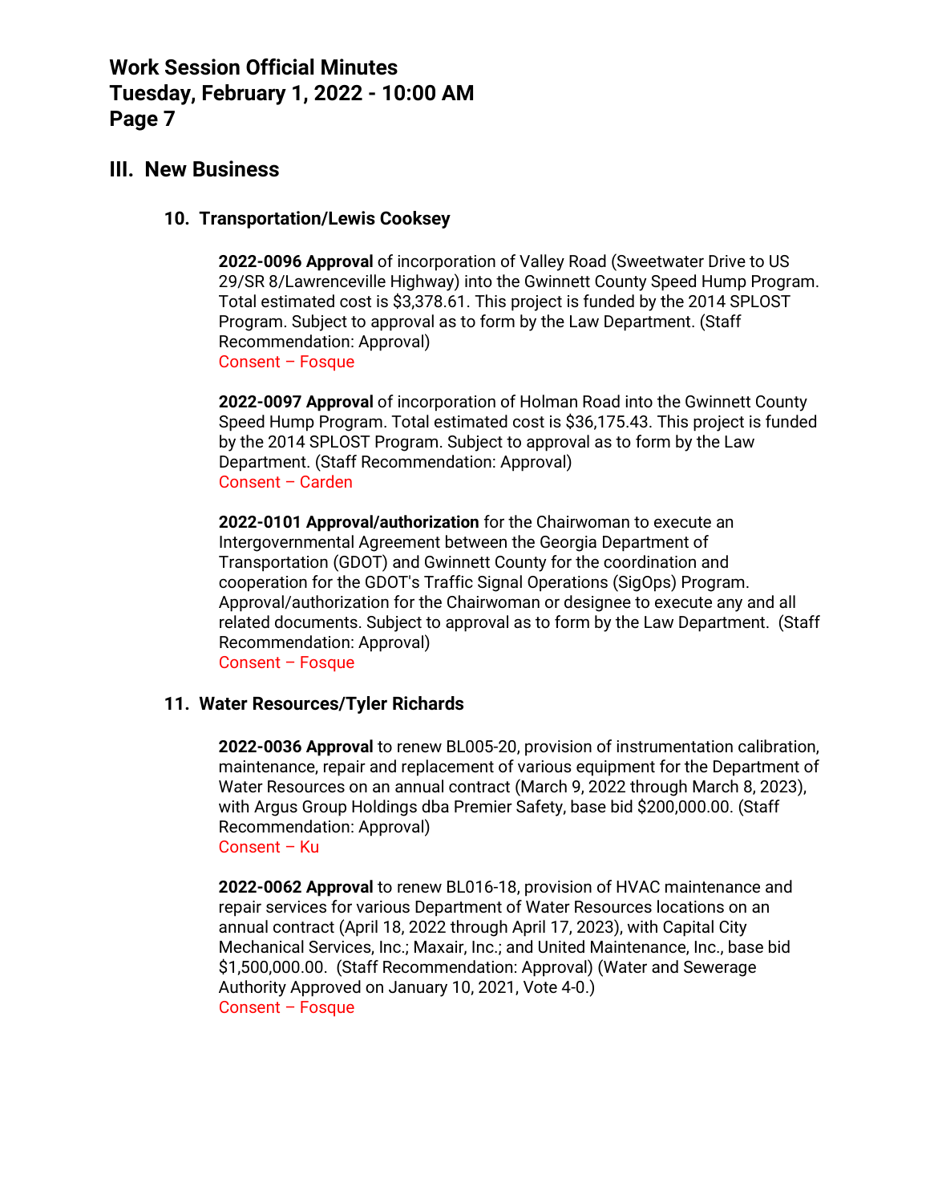## III. New Business

### 10. Transportation/Lewis Cooksey

**2022-0096 Approval** of incorporation of Valley Road (Sweetwater Drive to US 29/SR 8/Lawrenceville Highway) into the Gwinnett County Speed Hump Program. Total estimated cost is $3,378.61. This project is funded by the 2014 SPLOST Program. Subject to approval as to form by the Law Department. (Staff Recommendation: Approval)
Consent – Fosque

**2022-0097 Approval** of incorporation of Holman Road into the Gwinnett County Speed Hump Program. Total estimated cost is $36,175.43. This project is funded by the 2014 SPLOST Program. Subject to approval as to form by the Law Department. (Staff Recommendation: Approval)
Consent – Carden

**2022-0101 Approval/authorization** for the Chairwoman to execute an Intergovernmental Agreement between the Georgia Department of Transportation (GDOT) and Gwinnett County for the coordination and cooperation for the GDOT's Traffic Signal Operations (SigOps) Program. Approval/authorization for the Chairwoman or designee to execute any and all related documents. Subject to approval as to form by the Law Department. (Staff Recommendation: Approval)
Consent – Fosque

### 11. Water Resources/Tyler Richards

**2022-0036 Approval** to renew BL005-20, provision of instrumentation calibration, maintenance, repair and replacement of various equipment for the Department of Water Resources on an annual contract (March 9, 2022 through March 8, 2023), with Argus Group Holdings dba Premier Safety, base bid $200,000.00. (Staff Recommendation: Approval)
Consent – Ku

**2022-0062 Approval** to renew BL016-18, provision of HVAC maintenance and repair services for various Department of Water Resources locations on an annual contract (April 18, 2022 through April 17, 2023), with Capital City Mechanical Services, Inc.; Maxair, Inc.; and United Maintenance, Inc., base bid $1,500,000.00. (Staff Recommendation: Approval) (Water and Sewerage Authority Approved on January 10, 2021, Vote 4-0.)
Consent – Fosque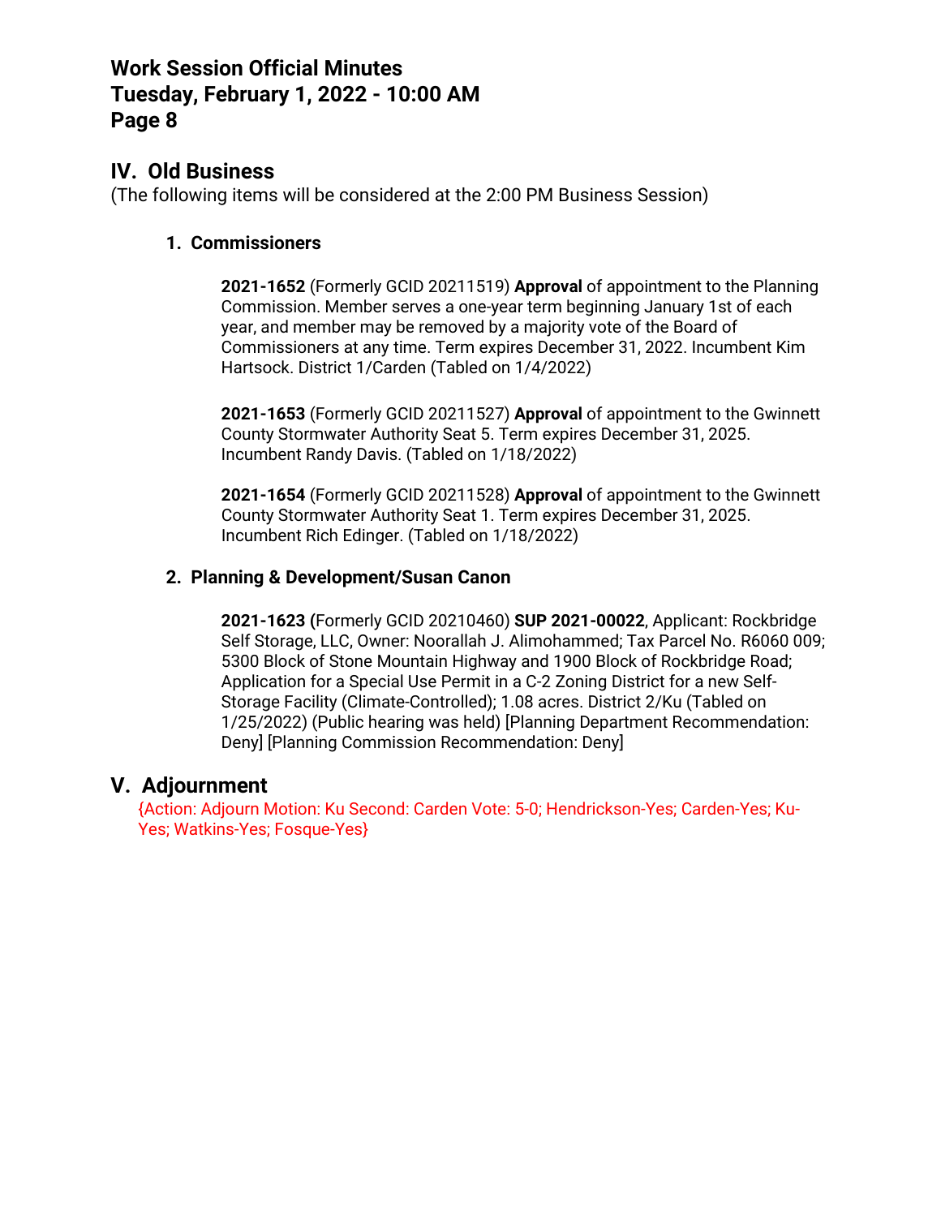## IV. Old Business

(The following items will be considered at the 2:00 PM Business Session)

### 1. Commissioners

**2021-1652** (Formerly GCID 20211519) **Approval** of appointment to the Planning Commission. Member serves a one-year term beginning January 1st of each year, and member may be removed by a majority vote of the Board of Commissioners at any time. Term expires December 31, 2022. Incumbent Kim Hartsock. District 1/Carden (Tabled on 1/4/2022)

**2021-1653** (Formerly GCID 20211527) **Approval** of appointment to the Gwinnett County Stormwater Authority Seat 5. Term expires December 31, 2025. Incumbent Randy Davis. (Tabled on 1/18/2022)

**2021-1654** (Formerly GCID 20211528) **Approval** of appointment to the Gwinnett County Stormwater Authority Seat 1. Term expires December 31, 2025. Incumbent Rich Edinger. (Tabled on 1/18/2022)

### 2. Planning & Development/Susan Canon

**2021-1623 (**Formerly GCID 20210460) **SUP 2021-00022**, Applicant: Rockbridge Self Storage, LLC, Owner: Noorallah J. Alimohammed; Tax Parcel No. R6060 009; 5300 Block of Stone Mountain Highway and 1900 Block of Rockbridge Road; Application for a Special Use Permit in a C-2 Zoning District for a new Self-Storage Facility (Climate-Controlled); 1.08 acres. District 2/Ku (Tabled on 1/25/2022) (Public hearing was held) [Planning Department Recommendation: Deny] [Planning Commission Recommendation: Deny]

## V. Adjournment

{Action: Adjourn Motion: Ku Second: Carden Vote: 5-0; Hendrickson-Yes; Carden-Yes; Ku-Yes; Watkins-Yes; Fosque-Yes}